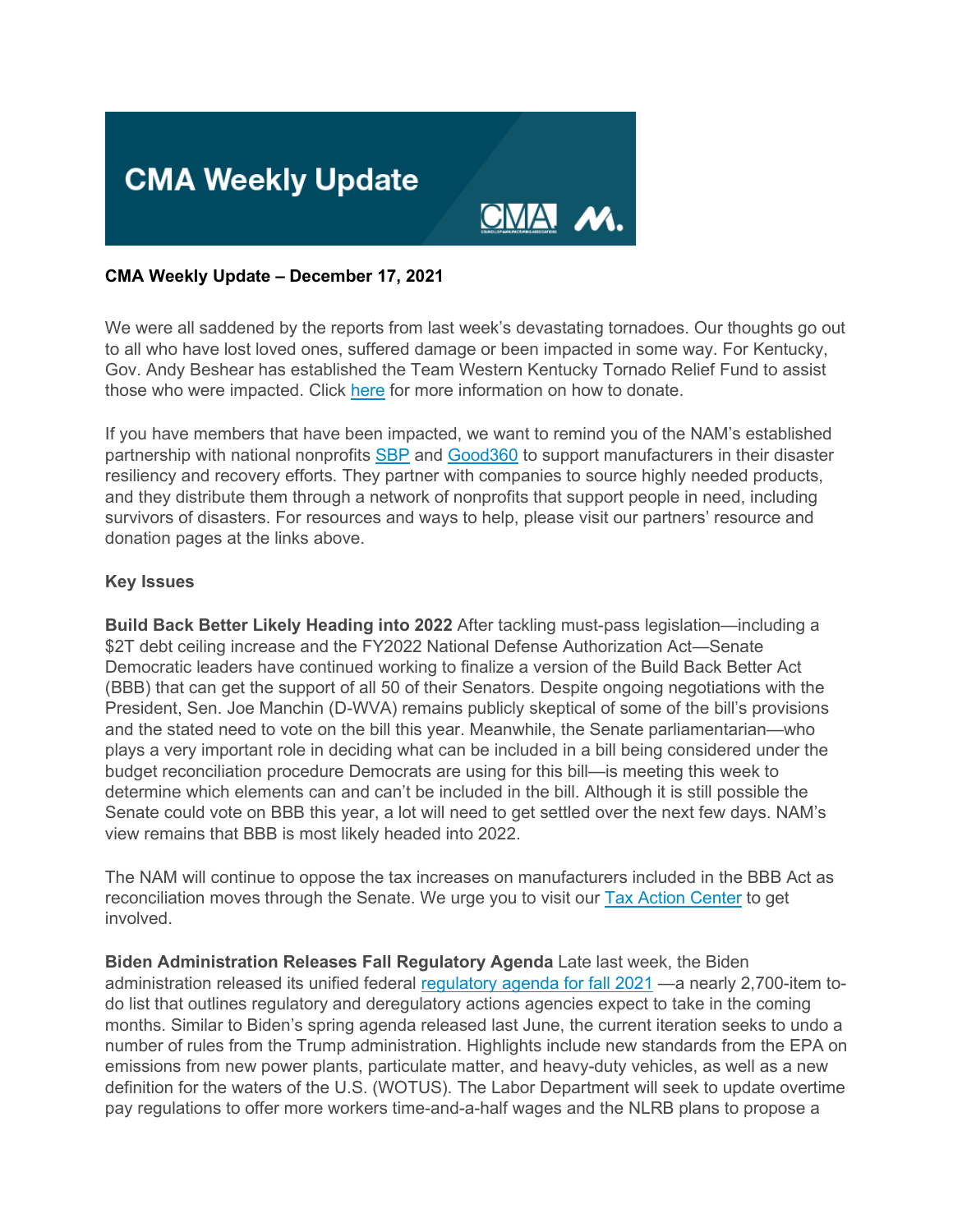# CMA Weekly Update

**CMA Weekly Update – December 17, 2021**

We were all saddened by the reports from last week's devastating tornadoes. Our thoughts go out to all who have lost loved ones, suffered damage or been impacted in some way. For Kentucky, Gov. Andy Beshear has established the Team Western Kentucky Tornado Relief Fund to assist those who were impacted. Click here for more information on how to donate.

If you have members that have been impacted, we want to remind you of the NAM's established partnership with national nonprofits SBP and Good360 to support manufacturers in their disaster resiliency and recovery efforts. They partner with companies to source highly needed products, and they distribute them through a network of nonprofits that support people in need, including survivors of disasters. For resources and ways to help, please visit our partners' resource and donation pages at the links above.

**Key Issues**

**Build Back Better Likely Heading into 2022** After tackling must-pass legislation—including a $2T debt ceiling increase and the FY2022 National Defense Authorization Act—Senate Democratic leaders have continued working to finalize a version of the Build Back Better Act (BBB) that can get the support of all 50 of their Senators. Despite ongoing negotiations with the President, Sen. Joe Manchin (D-WVA) remains publicly skeptical of some of the bill's provisions and the stated need to vote on the bill this year. Meanwhile, the Senate parliamentarian—who plays a very important role in deciding what can be included in a bill being considered under the budget reconciliation procedure Democrats are using for this bill—is meeting this week to determine which elements can and can't be included in the bill. Although it is still possible the Senate could vote on BBB this year, a lot will need to get settled over the next few days. NAM's view remains that BBB is most likely headed into 2022.

The NAM will continue to oppose the tax increases on manufacturers included in the BBB Act as reconciliation moves through the Senate. We urge you to visit our Tax Action Center to get involved.

**Biden Administration Releases Fall Regulatory Agenda** Late last week, the Biden administration released its unified federal regulatory agenda for fall 2021 —a nearly 2,700-item to-do list that outlines regulatory and deregulatory actions agencies expect to take in the coming months. Similar to Biden's spring agenda released last June, the current iteration seeks to undo a number of rules from the Trump administration. Highlights include new standards from the EPA on emissions from new power plants, particulate matter, and heavy-duty vehicles, as well as a new definition for the waters of the U.S. (WOTUS). The Labor Department will seek to update overtime pay regulations to offer more workers time-and-a-half wages and the NLRB plans to propose a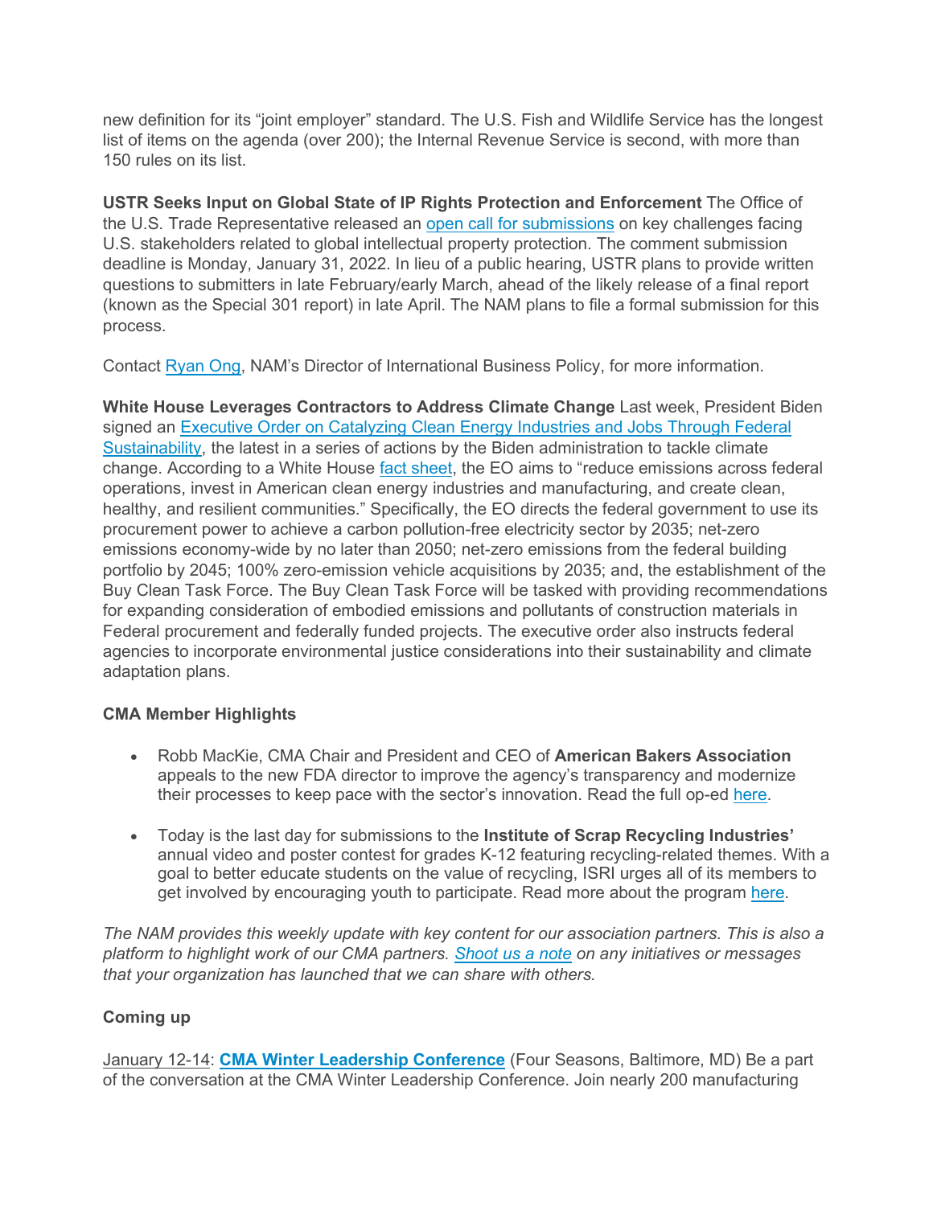new definition for its "joint employer" standard. The U.S. Fish and Wildlife Service has the longest list of items on the agenda (over 200); the Internal Revenue Service is second, with more than 150 rules on its list.

**USTR Seeks Input on Global State of IP Rights Protection and Enforcement** The Office of the U.S. Trade Representative released an [open call for submissions]() on key challenges facing U.S. stakeholders related to global intellectual property protection. The comment submission deadline is Monday, January 31, 2022. In lieu of a public hearing, USTR plans to provide written questions to submitters in late February/early March, ahead of the likely release of a final report (known as the Special 301 report) in late April. The NAM plans to file a formal submission for this process.

Contact [Ryan Ong](), NAM's Director of International Business Policy, for more information.

**White House Leverages Contractors to Address Climate Change** Last week, President Biden signed an [Executive Order on Catalyzing Clean Energy Industries and Jobs Through Federal Sustainability](), the latest in a series of actions by the Biden administration to tackle climate change. According to a White House [fact sheet](), the EO aims to "reduce emissions across federal operations, invest in American clean energy industries and manufacturing, and create clean, healthy, and resilient communities." Specifically, the EO directs the federal government to use its procurement power to achieve a carbon pollution-free electricity sector by 2035; net-zero emissions economy-wide by no later than 2050; net-zero emissions from the federal building portfolio by 2045; 100% zero-emission vehicle acquisitions by 2035; and, the establishment of the Buy Clean Task Force. The Buy Clean Task Force will be tasked with providing recommendations for expanding consideration of embodied emissions and pollutants of construction materials in Federal procurement and federally funded projects. The executive order also instructs federal agencies to incorporate environmental justice considerations into their sustainability and climate adaptation plans.

**CMA Member Highlights**

- Robb MacKie, CMA Chair and President and CEO of **American Bakers Association** appeals to the new FDA director to improve the agency's transparency and modernize their processes to keep pace with the sector's innovation. Read the full op-ed [here]().
- Today is the last day for submissions to the **Institute of Scrap Recycling Industries'** annual video and poster contest for grades K-12 featuring recycling-related themes. With a goal to better educate students on the value of recycling, ISRI urges all of its members to get involved by encouraging youth to participate. Read more about the program [here]().

*The NAM provides this weekly update with key content for our association partners. This is also a platform to highlight work of our CMA partners. [Shoot us a note]() on any initiatives or messages that your organization has launched that we can share with others.*

**Coming up**

January 12-14: **[CMA Winter Leadership Conference]()** (Four Seasons, Baltimore, MD) Be a part of the conversation at the CMA Winter Leadership Conference. Join nearly 200 manufacturing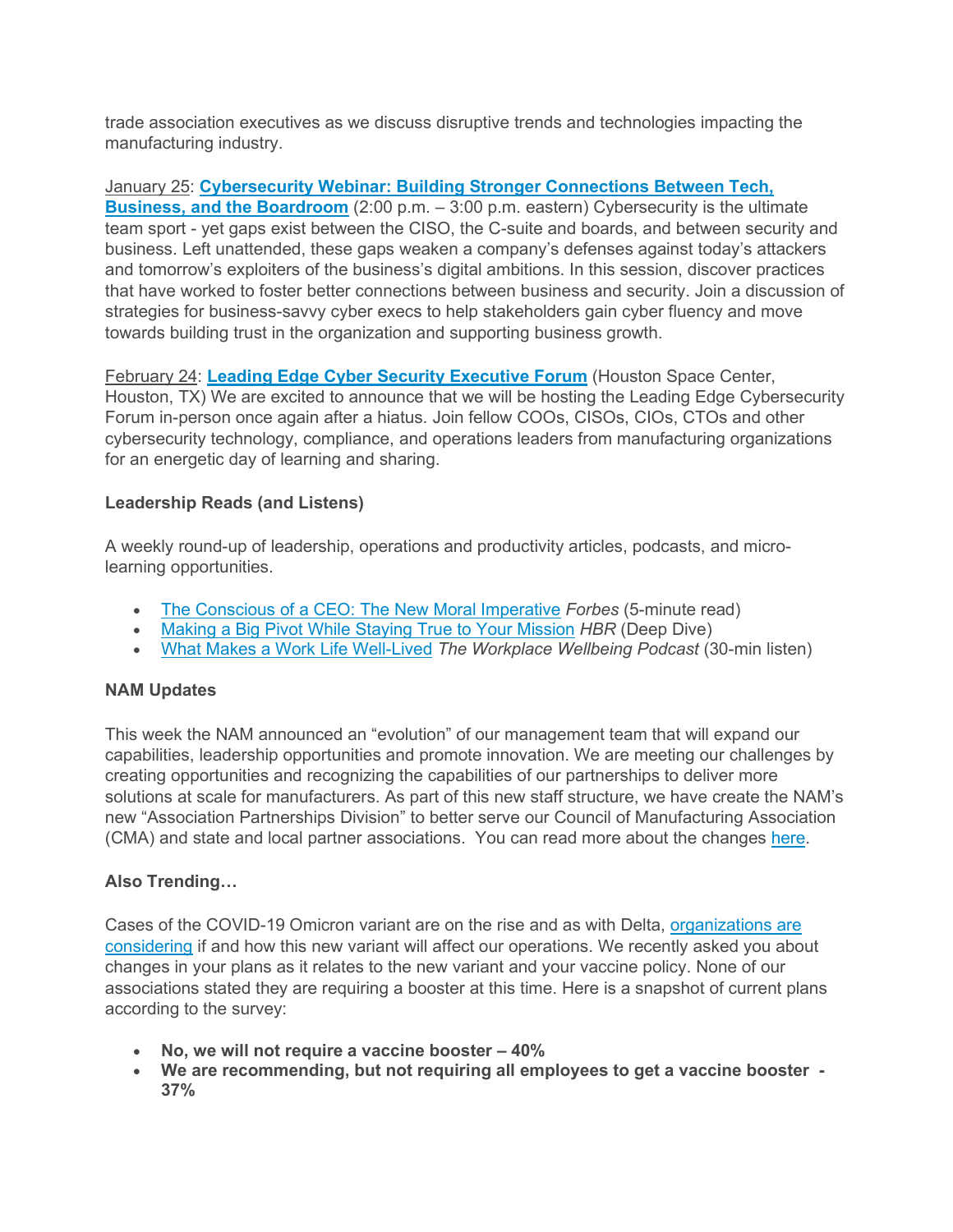trade association executives as we discuss disruptive trends and technologies impacting the manufacturing industry.

January 25: **Cybersecurity Webinar: Building Stronger Connections Between Tech, Business, and the Boardroom** (2:00 p.m. – 3:00 p.m. eastern) Cybersecurity is the ultimate team sport - yet gaps exist between the CISO, the C-suite and boards, and between security and business. Left unattended, these gaps weaken a company's defenses against today's attackers and tomorrow's exploiters of the business's digital ambitions. In this session, discover practices that have worked to foster better connections between business and security. Join a discussion of strategies for business-savvy cyber execs to help stakeholders gain cyber fluency and move towards building trust in the organization and supporting business growth.

February 24: **Leading Edge Cyber Security Executive Forum** (Houston Space Center, Houston, TX) We are excited to announce that we will be hosting the Leading Edge Cybersecurity Forum in-person once again after a hiatus. Join fellow COOs, CISOs, CIOs, CTOs and other cybersecurity technology, compliance, and operations leaders from manufacturing organizations for an energetic day of learning and sharing.

**Leadership Reads (and Listens)**

A weekly round-up of leadership, operations and productivity articles, podcasts, and micro-learning opportunities.

- The Conscious of a CEO: The New Moral Imperative *Forbes* (5-minute read)
- Making a Big Pivot While Staying True to Your Mission *HBR* (Deep Dive)
- What Makes a Work Life Well-Lived *The Workplace Wellbeing Podcast* (30-min listen)

**NAM Updates**

This week the NAM announced an "evolution" of our management team that will expand our capabilities, leadership opportunities and promote innovation. We are meeting our challenges by creating opportunities and recognizing the capabilities of our partnerships to deliver more solutions at scale for manufacturers. As part of this new staff structure, we have create the NAM's new "Association Partnerships Division" to better serve our Council of Manufacturing Association (CMA) and state and local partner associations. You can read more about the changes here.

**Also Trending…**

Cases of the COVID-19 Omicron variant are on the rise and as with Delta, organizations are considering if and how this new variant will affect our operations. We recently asked you about changes in your plans as it relates to the new variant and your vaccine policy. None of our associations stated they are requiring a booster at this time. Here is a snapshot of current plans according to the survey:

- **No, we will not require a vaccine booster – 40%**
- **We are recommending, but not requiring all employees to get a vaccine booster - 37%**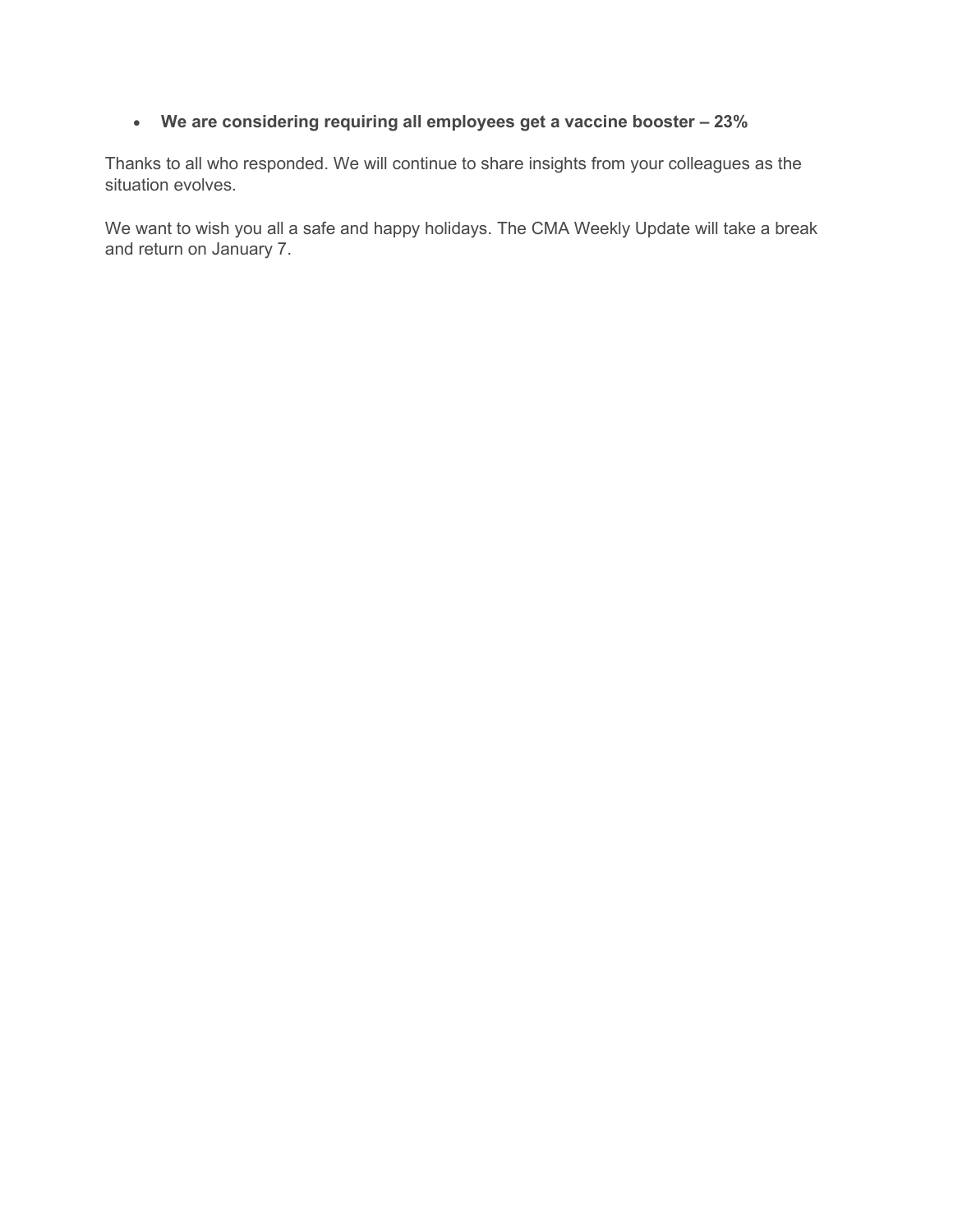- **We are considering requiring all employees get a vaccine booster – 23%**

Thanks to all who responded. We will continue to share insights from your colleagues as the situation evolves.

We want to wish you all a safe and happy holidays. The CMA Weekly Update will take a break and return on January 7.